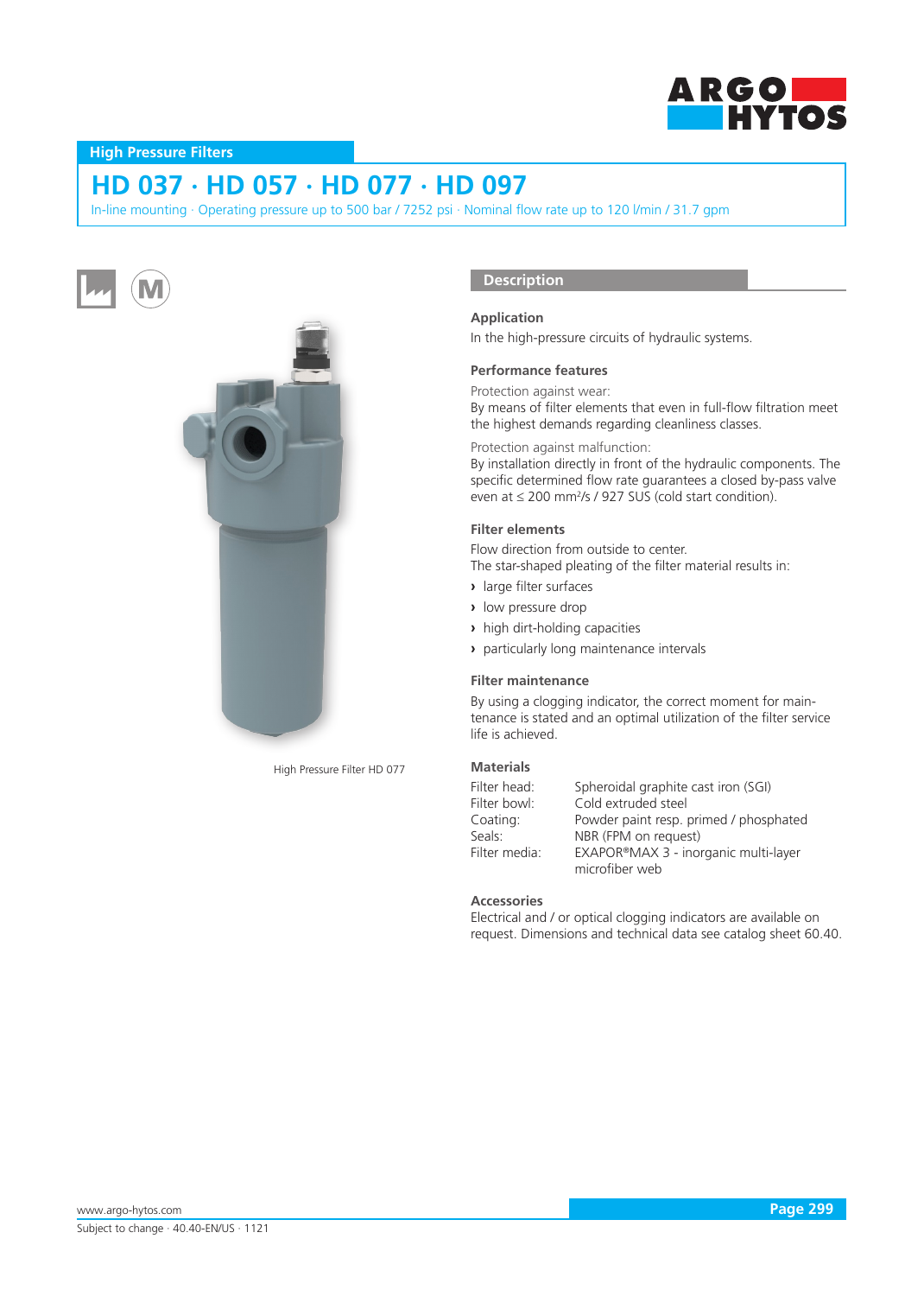High Pressure Filters

# HD 037 · HD 057 · HD 077 · HD 097

In-line mounting · Operating pressure up to 500 bar / 7252 psi · Nominal flow rate up to 120 l/min / 31.7 gpm

High Pressure Filter HD 077

## Description

### Application

In the high-pressure circuits of hydraulic systems.

### Performance features

Protection against wear:
By means of filter elements that even in full-flow filtration meet the highest demands regarding cleanliness classes.

Protection against malfunction:
By installation directly in front of the hydraulic components. The specific determined flow rate guarantees a closed by-pass valve even at ≤ 200 mm²/s / 927 SUS (cold start condition).

### Filter elements

Flow direction from outside to center.
The star-shaped pleating of the filter material results in:

- large filter surfaces
- low pressure drop
- high dirt-holding capacities
- particularly long maintenance intervals

### Filter maintenance

By using a clogging indicator, the correct moment for maintenance is stated and an optimal utilization of the filter service life is achieved.

### Materials

| | |
|---|---|
| Filter head: | Spheroidal graphite cast iron (SGI) |
| Filter bowl: | Cold extruded steel |
| Coating: | Powder paint resp. primed / phosphated |
| Seals: | NBR (FPM on request) |
| Filter media: | EXAPOR®MAX 3 - inorganic multi-layer microfiber web |

### Accessories

Electrical and / or optical clogging indicators are available on request. Dimensions and technical data see catalog sheet 60.40.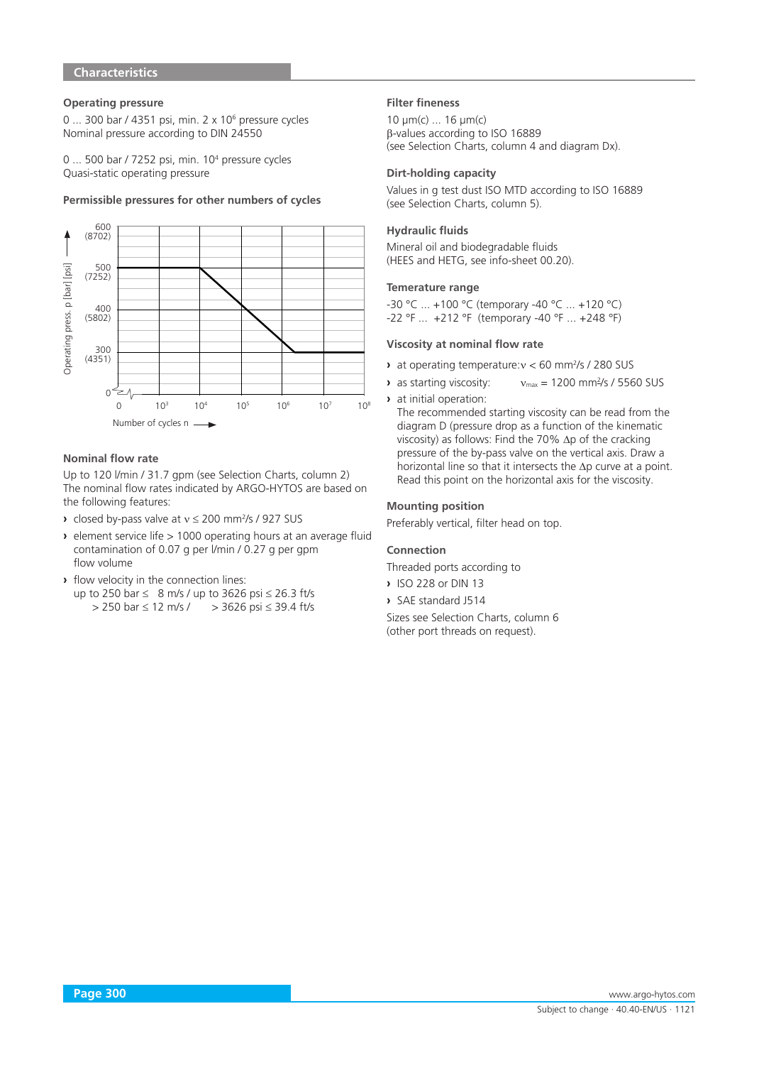## Characteristics

### Operating pressure

0 ... 300 bar / 4351 psi, min. 2 x $10^6$ pressure cycles
Nominal pressure according to DIN 24550

0 ... 500 bar / 7252 psi, min. $10^4$ pressure cycles
Quasi-static operating pressure

### Permissible pressures for other numbers of cycles

Operating press. p [bar] [psi]: 0, 300 (4351), 400 (5802), 500 (7252), 600 (8702)

Number of cycles n: 0, $10^3$, $10^4$, $10^5$, $10^6$, $10^7$, $10^8$

### Nominal flow rate

Up to 120 l/min / 31.7 gpm (see Selection Charts, column 2)
The nominal flow rates indicated by ARGO-HYTOS are based on the following features:

- closed by-pass valve at $\nu \leq 200$ mm²/s / 927 SUS
- element service life > 1000 operating hours at an average fluid contamination of 0.07 g per l/min / 0.27 g per gpm flow volume
- flow velocity in the connection lines:
  up to 250 bar ≤ 8 m/s / up to 3626 psi ≤ 26.3 ft/s
  > 250 bar ≤ 12 m/s / > 3626 psi ≤ 39.4 ft/s

### Filter fineness

10 µm(c) ... 16 µm(c)
β-values according to ISO 16889
(see Selection Charts, column 4 and diagram Dx).

### Dirt-holding capacity

Values in g test dust ISO MTD according to ISO 16889
(see Selection Charts, column 5).

### Hydraulic fluids

Mineral oil and biodegradable fluids
(HEES and HETG, see info-sheet 00.20).

### Temerature range

-30 °C ... +100 °C (temporary -40 °C ... +120 °C)
-22 °F ... +212 °F (temporary -40 °F ... +248 °F)

### Viscosity at nominal flow rate

- at operating temperature: $\nu < 60$ mm²/s / 280 SUS
- as starting viscosity: $\nu_{max} = 1200$ mm²/s / 5560 SUS
- at initial operation:
  The recommended starting viscosity can be read from the diagram D (pressure drop as a function of the kinematic viscosity) as follows: Find the 70% $\Delta p$ of the cracking pressure of the by-pass valve on the vertical axis. Draw a horizontal line so that it intersects the $\Delta p$ curve at a point. Read this point on the horizontal axis for the viscosity.

### Mounting position

Preferably vertical, filter head on top.

### Connection

Threaded ports according to

- ISO 228 or DIN 13
- SAE standard J514

Sizes see Selection Charts, column 6
(other port threads on request).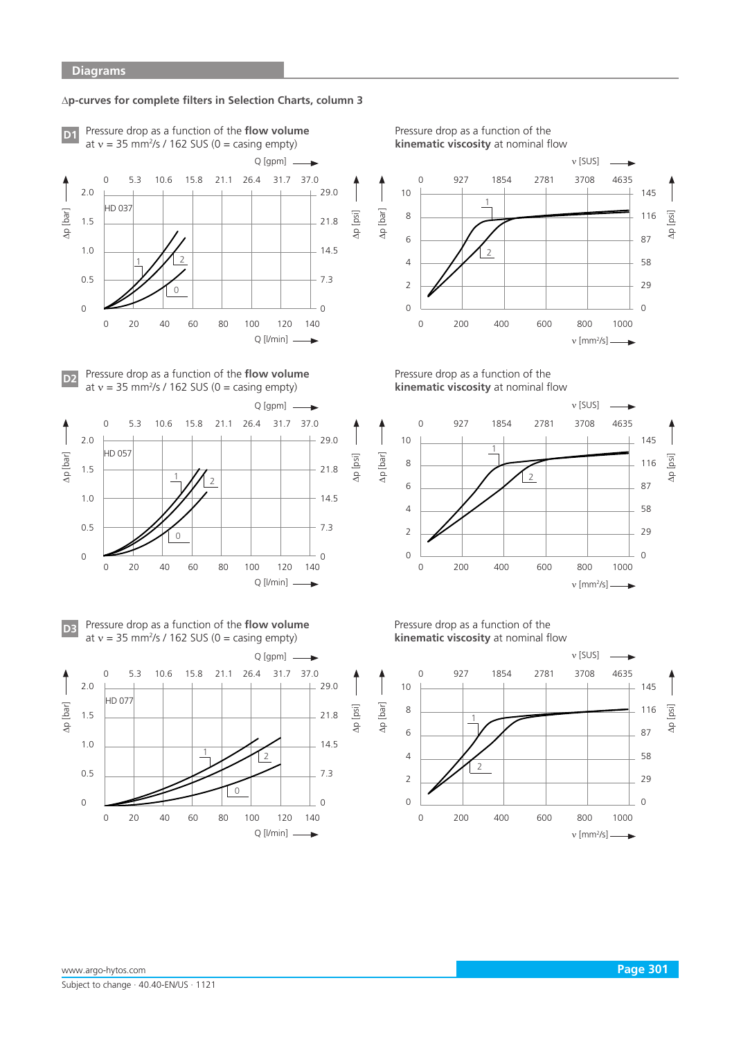## Diagrams

**Δp-curves for complete filters in Selection Charts, column 3**

**D1** Pressure drop as a function of the **flow volume** at $\nu$ = 35 mm²/s / 162 SUS (0 = casing empty)

Pressure drop as a function of the **kinematic viscosity** at nominal flow

**D2** Pressure drop as a function of the **flow volume** at $\nu$ = 35 mm²/s / 162 SUS (0 = casing empty)

Pressure drop as a function of the **kinematic viscosity** at nominal flow

**D3** Pressure drop as a function of the **flow volume** at $\nu$ = 35 mm²/s / 162 SUS (0 = casing empty)

Pressure drop as a function of the **kinematic viscosity** at nominal flow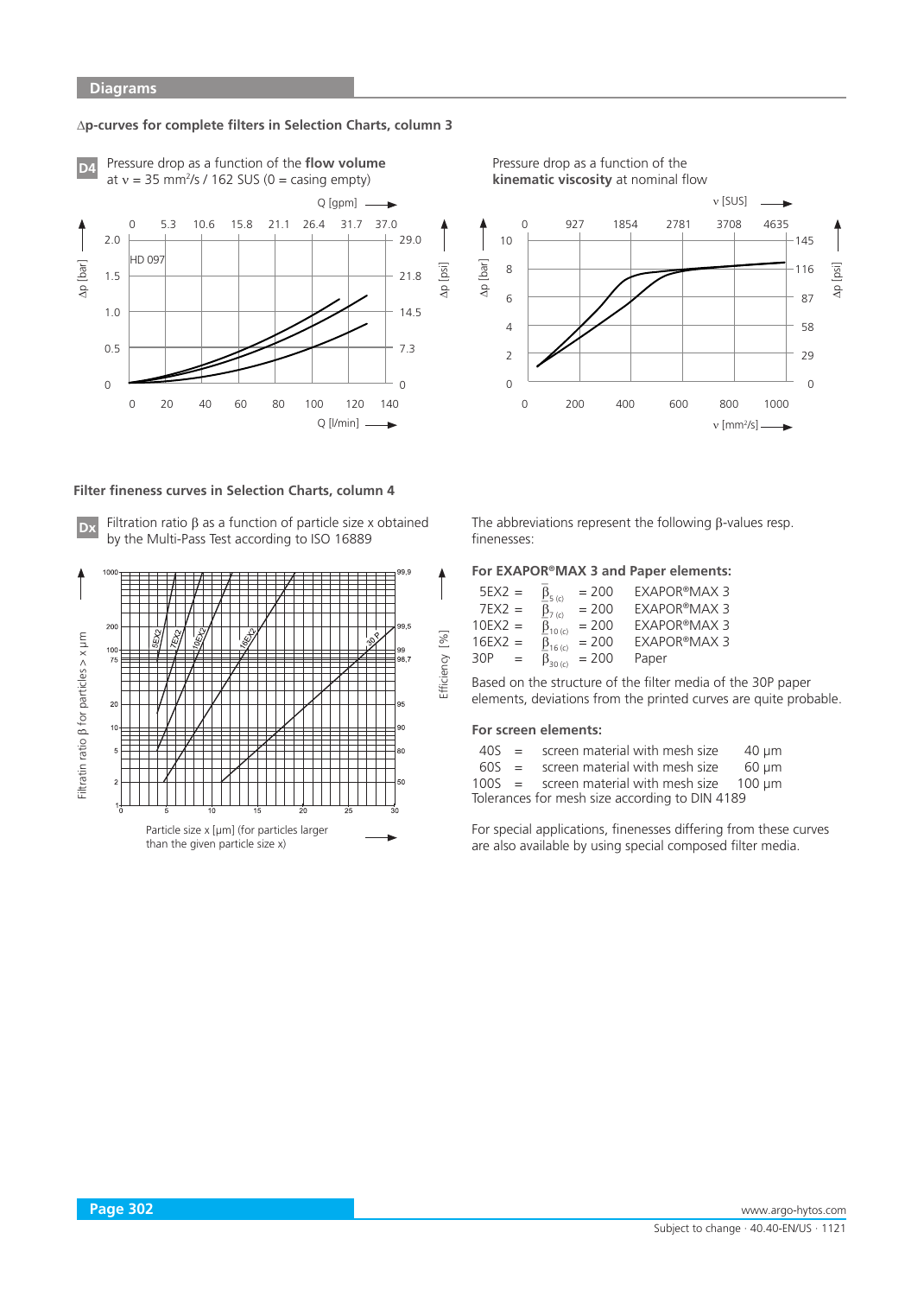## Diagrams

### Δp-curves for complete filters in Selection Charts, column 3

**D4** Pressure drop as a function of the **flow volume** at $\nu$ = 35 mm²/s / 162 SUS (0 = casing empty)

Pressure drop as a function of the **kinematic viscosity** at nominal flow

### Filter fineness curves in Selection Charts, column 4

**Dx** Filtration ratio β as a function of particle size x obtained by the Multi-Pass Test according to ISO 16889

The abbreviations represent the following β-values resp. finenesses:

**For EXAPOR®MAX 3 and Paper elements:**

| | | | |
|---|---|---|---|
| 5EX2 = | $\overline{\beta}_{5\,(c)}$ | = 200 | EXAPOR®MAX 3 |
| 7EX2 = | $\overline{\beta}_{7\,(c)}$ | = 200 | EXAPOR®MAX 3 |
| 10EX2 = | $\overline{\beta}_{10\,(c)}$ | = 200 | EXAPOR®MAX 3 |
| 16EX2 = | $\overline{\beta}_{16\,(c)}$ | = 200 | EXAPOR®MAX 3 |
| 30P = | $\overline{\beta}_{30\,(c)}$ | = 200 | Paper |

Based on the structure of the filter media of the 30P paper elements, deviations from the printed curves are quite probable.

**For screen elements:**

| | | |
|---|---|---|
| 40S = | screen material with mesh size | 40 µm |
| 60S = | screen material with mesh size | 60 µm |
| 100S = | screen material with mesh size | 100 µm |

Tolerances for mesh size according to DIN 4189

For special applications, finenesses differing from these curves are also available by using special composed filter media.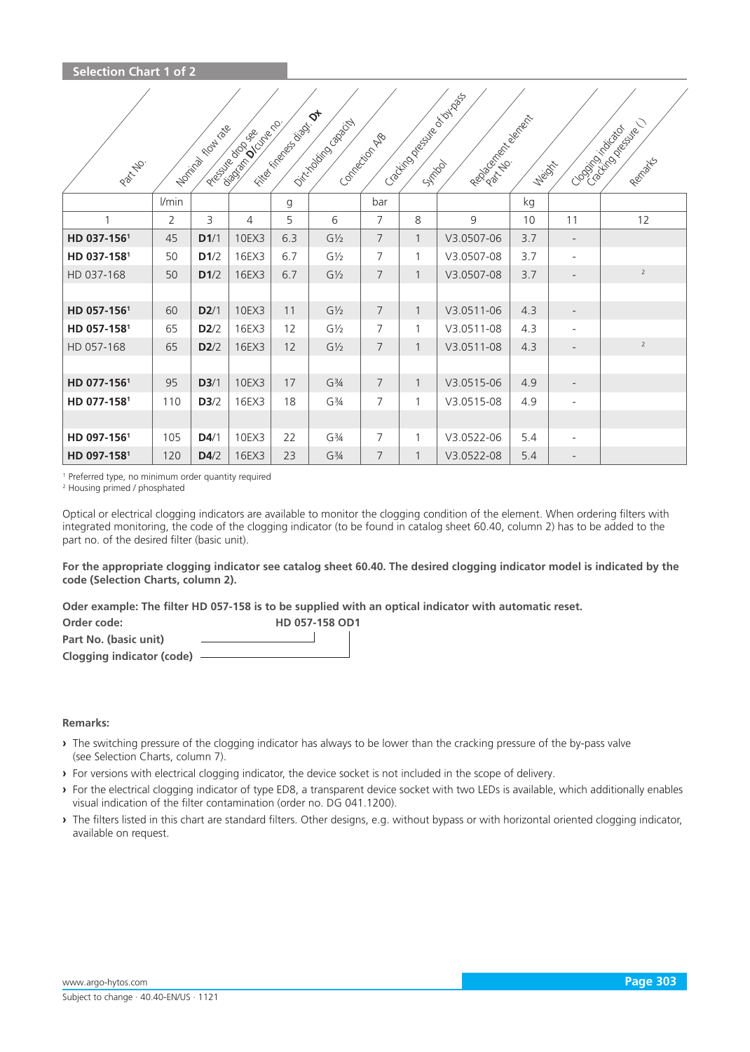## Selection Chart 1 of 2

| Part No. | Nominal flow rate | Pressure drop see diagram **D**/curve no. | Filter fineness diagr. **Dx** | Dirt-holding capacity | Connection A/B | Cracking pressure of by-pass | Symbol | Replacement element Part No. | Weight | Clogging indicator Cracking pressure () | Remarks |
|---|---|---|---|---|---|---|---|---|---|---|---|
| | l/min | | | g | | bar | | | kg | | |
| 1 | 2 | 3 | 4 | 5 | 6 | 7 | 8 | 9 | 10 | 11 | 12 |
| **HD 037-156**[1] | 45 | **D1**/1 | 10EX3 | 6.3 | G½ | 7 | 1 | V3.0507-06 | 3.7 | - | |
| **HD 037-158**[1] | 50 | **D1**/2 | 16EX3 | 6.7 | G½ | 7 | 1 | V3.0507-08 | 3.7 | - | |
| HD 037-168 | 50 | **D1**/2 | 16EX3 | 6.7 | G½ | 7 | 1 | V3.0507-08 | 3.7 | - | [2] |
| | | | | | | | | | | | |
| **HD 057-156**[1] | 60 | **D2**/1 | 10EX3 | 11 | G½ | 7 | 1 | V3.0511-06 | 4.3 | - | |
| **HD 057-158**[1] | 65 | **D2**/2 | 16EX3 | 12 | G½ | 7 | 1 | V3.0511-08 | 4.3 | - | |
| HD 057-168 | 65 | **D2**/2 | 16EX3 | 12 | G½ | 7 | 1 | V3.0511-08 | 4.3 | - | [2] |
| | | | | | | | | | | | |
| **HD 077-156**[1] | 95 | **D3**/1 | 10EX3 | 17 | G¾ | 7 | 1 | V3.0515-06 | 4.9 | - | |
| **HD 077-158**[1] | 110 | **D3**/2 | 16EX3 | 18 | G¾ | 7 | 1 | V3.0515-08 | 4.9 | - | |
| | | | | | | | | | | | |
| **HD 097-156**[1] | 105 | **D4**/1 | 10EX3 | 22 | G¾ | 7 | 1 | V3.0522-06 | 5.4 | - | |
| **HD 097-158**[1] | 120 | **D4**/2 | 16EX3 | 23 | G¾ | 7 | 1 | V3.0522-08 | 5.4 | - | |

[1] Preferred type, no minimum order quantity required
[2] Housing primed / phosphated

Optical or electrical clogging indicators are available to monitor the clogging condition of the element. When ordering filters with integrated monitoring, the code of the clogging indicator (to be found in catalog sheet 60.40, column 2) has to be added to the part no. of the desired filter (basic unit).

**For the appropriate clogging indicator see catalog sheet 60.40. The desired clogging indicator model is indicated by the code (Selection Charts, column 2).**

**Oder example: The filter HD 057-158 is to be supplied with an optical indicator with automatic reset.**

**Order code:** **HD 057-158 OD1**

**Part No. (basic unit)** → HD 057-158

**Clogging indicator (code)** → OD1

**Remarks:**

- The switching pressure of the clogging indicator has always to be lower than the cracking pressure of the by-pass valve (see Selection Charts, column 7).
- For versions with electrical clogging indicator, the device socket is not included in the scope of delivery.
- For the electrical clogging indicator of type ED8, a transparent device socket with two LEDs is available, which additionally enables visual indication of the filter contamination (order no. DG 041.1200).
- The filters listed in this chart are standard filters. Other designs, e.g. without bypass or with horizontal oriented clogging indicator, available on request.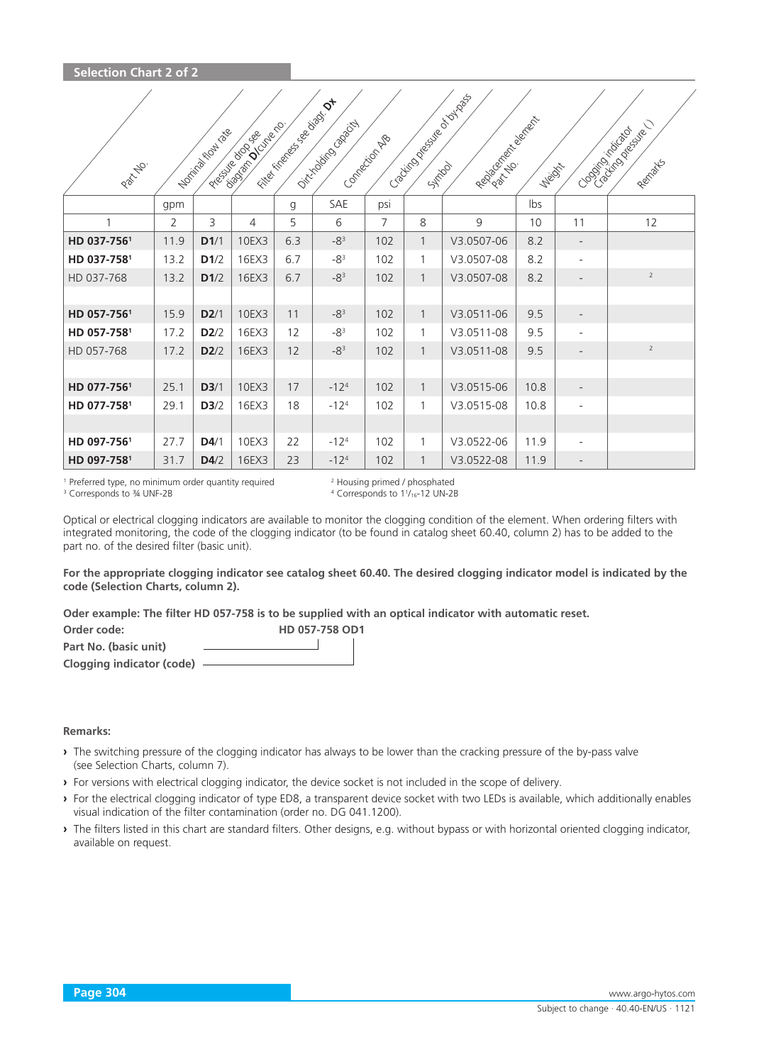## Selection Chart 2 of 2

| Part No. | Nominal flow rate | Pressure drop see diagram D/curve no. | Filter fineness see diagr. Dx | Dirt-holding capacity | Connection A/B | Cracking pressure of by-pass | Symbol | Replacement element Part No. | Weight | Clogging indicator Cracking pressure () | Remarks |
|---|---|---|---|---|---|---|---|---|---|---|---|
| | gpm | | | g | SAE | psi | | | lbs | | |
| 1 | 2 | 3 | 4 | 5 | 6 | 7 | 8 | 9 | 10 | 11 | 12 |
| **HD 037-756**[1] | 11.9 | **D1**/1 | 10EX3 | 6.3 | -8[3] | 102 | 1 | V3.0507-06 | 8.2 | - | |
| **HD 037-758**[1] | 13.2 | **D1**/2 | 16EX3 | 6.7 | -8[3] | 102 | 1 | V3.0507-08 | 8.2 | - | |
| HD 037-768 | 13.2 | **D1**/2 | 16EX3 | 6.7 | -8[3] | 102 | 1 | V3.0507-08 | 8.2 | - | [2] |
| | | | | | | | | | | | |
| **HD 057-756**[1] | 15.9 | **D2**/1 | 10EX3 | 11 | -8[3] | 102 | 1 | V3.0511-06 | 9.5 | - | |
| **HD 057-758**[1] | 17.2 | **D2**/2 | 16EX3 | 12 | -8[3] | 102 | 1 | V3.0511-08 | 9.5 | - | |
| HD 057-768 | 17.2 | **D2**/2 | 16EX3 | 12 | -8[3] | 102 | 1 | V3.0511-08 | 9.5 | - | [2] |
| | | | | | | | | | | | |
| **HD 077-756**[1] | 25.1 | **D3**/1 | 10EX3 | 17 | -12[4] | 102 | 1 | V3.0515-06 | 10.8 | - | |
| **HD 077-758**[1] | 29.1 | **D3**/2 | 16EX3 | 18 | -12[4] | 102 | 1 | V3.0515-08 | 10.8 | - | |
| | | | | | | | | | | | |
| **HD 097-756**[1] | 27.7 | **D4**/1 | 10EX3 | 22 | -12[4] | 102 | 1 | V3.0522-06 | 11.9 | - | |
| **HD 097-758**[1] | 31.7 | **D4**/2 | 16EX3 | 23 | -12[4] | 102 | 1 | V3.0522-08 | 11.9 | - | |

[1] Preferred type, no minimum order quantity required
[2] Housing primed / phosphated
[3] Corresponds to ¾ UNF-2B
[4] Corresponds to 1$^{1}/_{16}$-12 UN-2B

Optical or electrical clogging indicators are available to monitor the clogging condition of the element. When ordering filters with integrated monitoring, the code of the clogging indicator (to be found in catalog sheet 60.40, column 2) has to be added to the part no. of the desired filter (basic unit).

**For the appropriate clogging indicator see catalog sheet 60.40. The desired clogging indicator model is indicated by the code (Selection Charts, column 2).**

**Oder example: The filter HD 057-758 is to be supplied with an optical indicator with automatic reset.**

**Order code:** **HD 057-758 OD1**

**Part No. (basic unit)** → HD 057-758

**Clogging indicator (code)** → OD1

**Remarks:**

- The switching pressure of the clogging indicator has always to be lower than the cracking pressure of the by-pass valve (see Selection Charts, column 7).
- For versions with electrical clogging indicator, the device socket is not included in the scope of delivery.
- For the electrical clogging indicator of type ED8, a transparent device socket with two LEDs is available, which additionally enables visual indication of the filter contamination (order no. DG 041.1200).
- The filters listed in this chart are standard filters. Other designs, e.g. without bypass or with horizontal oriented clogging indicator, available on request.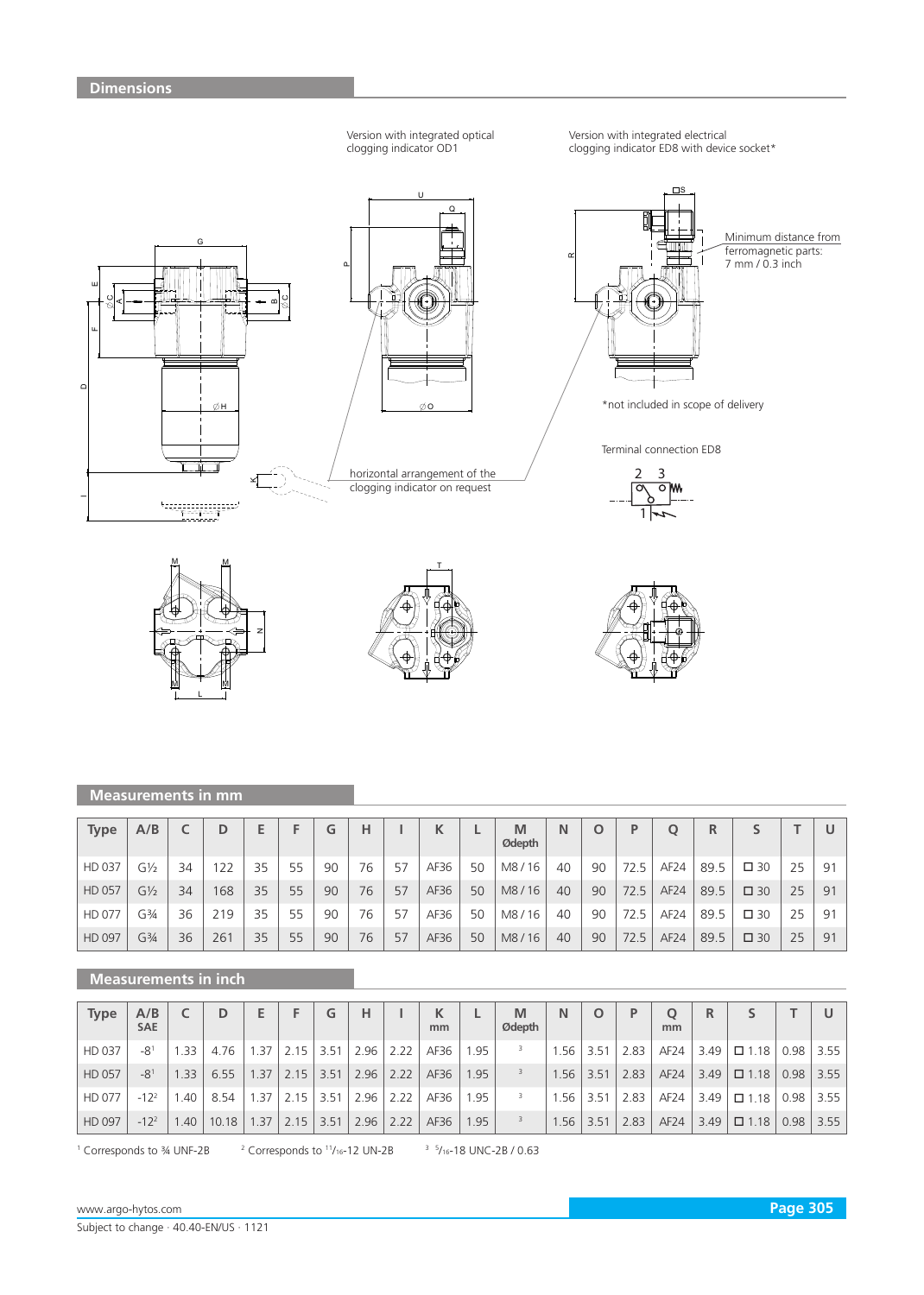## Dimensions

Version with integrated optical clogging indicator OD1

Version with integrated electrical clogging indicator ED8 with device socket*

Minimum distance from ferromagnetic parts: 7 mm / 0.3 inch

horizontal arrangement of the clogging indicator on request

*not included in scope of delivery

Terminal connection ED8

## Measurements in mm

| Type | A/B | C | D | E | F | G | H | I | K | L | M Ødepth | N | O | P | Q | R | S | T | U |
|---|---|---|---|---|---|---|---|---|---|---|---|---|---|---|---|---|---|---|---|
| HD 037 | G½ | 34 | 122 | 35 | 55 | 90 | 76 | 57 | AF36 | 50 | M8 / 16 | 40 | 90 | 72.5 | AF24 | 89.5 | ☐ 30 | 25 | 91 |
| HD 057 | G½ | 34 | 168 | 35 | 55 | 90 | 76 | 57 | AF36 | 50 | M8 / 16 | 40 | 90 | 72.5 | AF24 | 89.5 | ☐ 30 | 25 | 91 |
| HD 077 | G¾ | 36 | 219 | 35 | 55 | 90 | 76 | 57 | AF36 | 50 | M8 / 16 | 40 | 90 | 72.5 | AF24 | 89.5 | ☐ 30 | 25 | 91 |
| HD 097 | G¾ | 36 | 261 | 35 | 55 | 90 | 76 | 57 | AF36 | 50 | M8 / 16 | 40 | 90 | 72.5 | AF24 | 89.5 | ☐ 30 | 25 | 91 |

## Measurements in inch

| Type | A/B SAE | C | D | E | F | G | H | I | K mm | L | M Ødepth | N | O | P | Q mm | R | S | T | U |
|---|---|---|---|---|---|---|---|---|---|---|---|---|---|---|---|---|---|---|---|
| HD 037 | -8[1] | 1.33 | 4.76 | 1.37 | 2.15 | 3.51 | 2.96 | 2.22 | AF36 | 1.95 | [3] | 1.56 | 3.51 | 2.83 | AF24 | 3.49 | ☐ 1.18 | 0.98 | 3.55 |
| HD 057 | -8[1] | 1.33 | 6.55 | 1.37 | 2.15 | 3.51 | 2.96 | 2.22 | AF36 | 1.95 | [3] | 1.56 | 3.51 | 2.83 | AF24 | 3.49 | ☐ 1.18 | 0.98 | 3.55 |
| HD 077 | -12[2] | 1.40 | 8.54 | 1.37 | 2.15 | 3.51 | 2.96 | 2.22 | AF36 | 1.95 | [3] | 1.56 | 3.51 | 2.83 | AF24 | 3.49 | ☐ 1.18 | 0.98 | 3.55 |
| HD 097 | -12[2] | 1.40 | 10.18 | 1.37 | 2.15 | 3.51 | 2.96 | 2.22 | AF36 | 1.95 | [3] | 1.56 | 3.51 | 2.83 | AF24 | 3.49 | ☐ 1.18 | 0.98 | 3.55 |

[1] Corresponds to ¾ UNF-2B  [2] Corresponds to 11/16-12 UN-2B  [3] 5/16-18 UNC-2B / 0.63

www.argo-hytos.com

Subject to change · 40.40-EN/US · 1121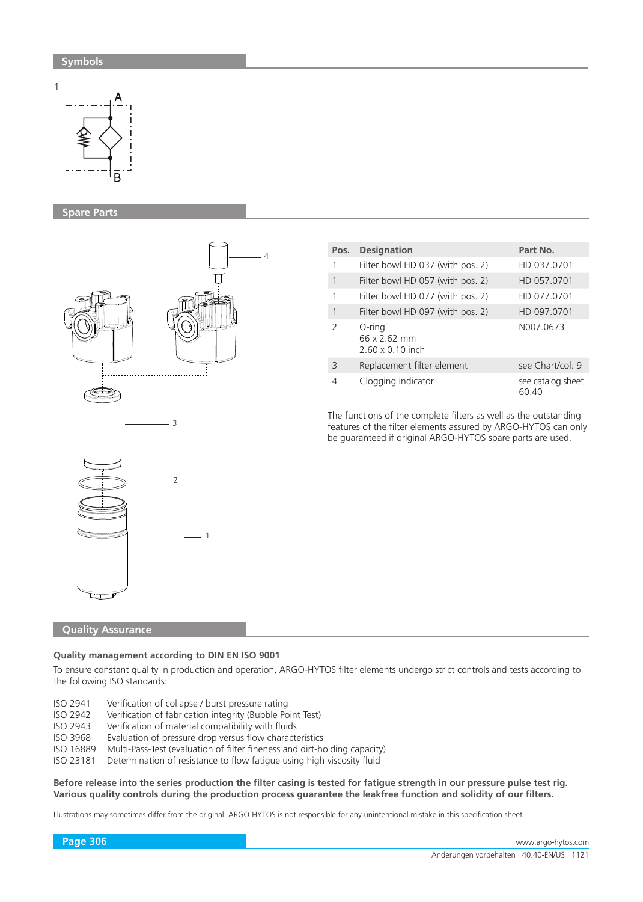## Symbols

1

A

B

## Spare Parts

4

3

2

1

| Pos. | Designation | Part No. |
|---|---|---|
| 1 | Filter bowl HD 037 (with pos. 2) | HD 037.0701 |
| 1 | Filter bowl HD 057 (with pos. 2) | HD 057.0701 |
| 1 | Filter bowl HD 077 (with pos. 2) | HD 077.0701 |
| 1 | Filter bowl HD 097 (with pos. 2) | HD 097.0701 |
| 2 | O-ring<br>66 x 2.62 mm<br>2.60 x 0.10 inch | N007.0673 |
| 3 | Replacement filter element | see Chart/col. 9 |
| 4 | Clogging indicator | see catalog sheet 60.40 |

The functions of the complete filters as well as the outstanding features of the filter elements assured by ARGO-HYTOS can only be guaranteed if original ARGO-HYTOS spare parts are used.

## Quality Assurance

**Quality management according to DIN EN ISO 9001**

To ensure constant quality in production and operation, ARGO-HYTOS filter elements undergo strict controls and tests according to the following ISO standards:

| | |
|---|---|
| ISO 2941 | Verification of collapse / burst pressure rating |
| ISO 2942 | Verification of fabrication integrity (Bubble Point Test) |
| ISO 2943 | Verification of material compatibility with fluids |
| ISO 3968 | Evaluation of pressure drop versus flow characteristics |
| ISO 16889 | Multi-Pass-Test (evaluation of filter fineness and dirt-holding capacity) |
| ISO 23181 | Determination of resistance to flow fatigue using high viscosity fluid |

**Before release into the series production the filter casing is tested for fatigue strength in our pressure pulse test rig. Various quality controls during the production process guarantee the leakfree function and solidity of our filters.**

Illustrations may sometimes differ from the original. ARGO-HYTOS is not responsible for any unintentional mistake in this specification sheet.